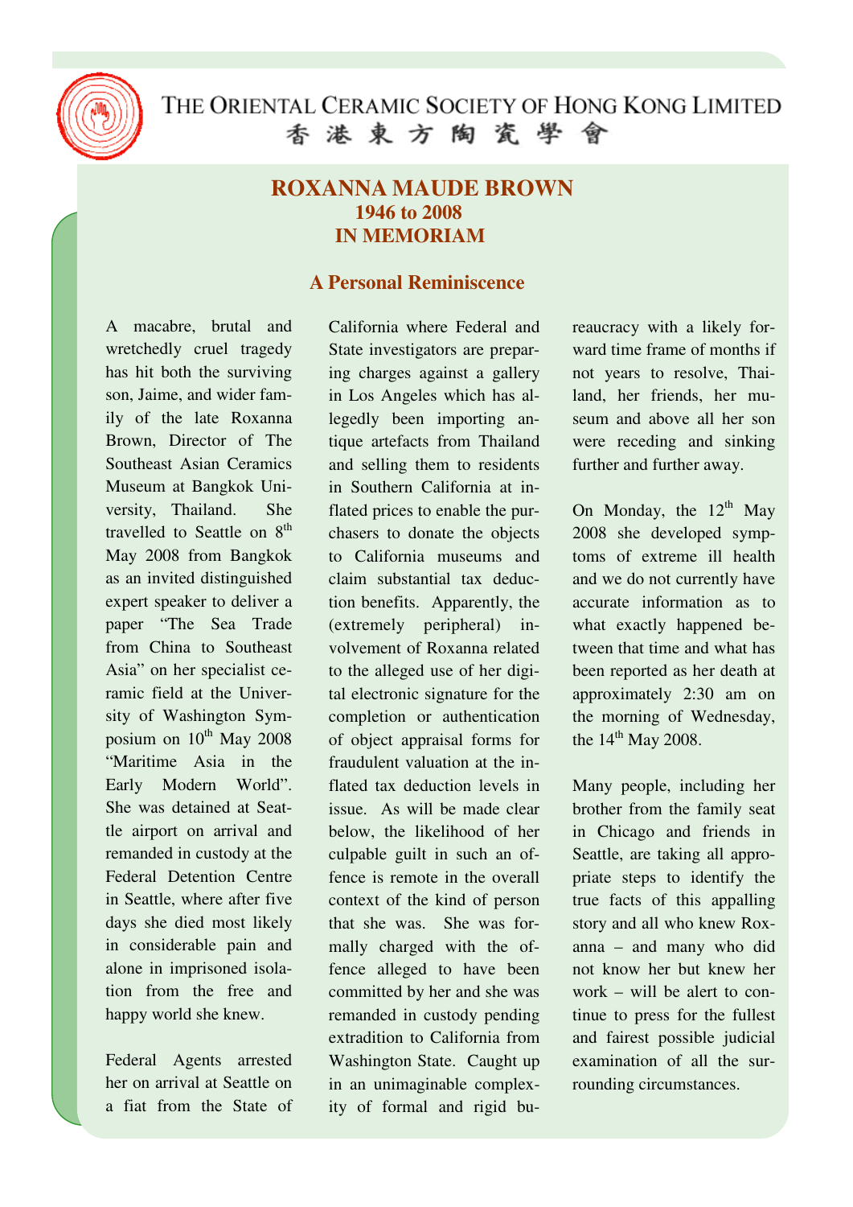THE ORIENTAL CERAMIC SOCIETY OF HONG KONG LIMITED
香 港 東 方 陶 瓷 學 會

# ROXANNA MAUDE BROWN
## 1946 to 2008
## IN MEMORIAM

### A Personal Reminiscence

A macabre, brutal and wretchedly cruel tragedy has hit both the surviving son, Jaime, and wider family of the late Roxanna Brown, Director of The Southeast Asian Ceramics Museum at Bangkok University, Thailand. She travelled to Seattle on 8th May 2008 from Bangkok as an invited distinguished expert speaker to deliver a paper "The Sea Trade from China to Southeast Asia" on her specialist ceramic field at the University of Washington Symposium on 10th May 2008 "Maritime Asia in the Early Modern World". She was detained at Seattle airport on arrival and remanded in custody at the Federal Detention Centre in Seattle, where after five days she died most likely in considerable pain and alone in imprisoned isolation from the free and happy world she knew.

Federal Agents arrested her on arrival at Seattle on a fiat from the State of California where Federal and State investigators are preparing charges against a gallery in Los Angeles which has allegedly been importing antique artefacts from Thailand and selling them to residents in Southern California at inflated prices to enable the purchasers to donate the objects to California museums and claim substantial tax deduction benefits. Apparently, the (extremely peripheral) involvement of Roxanna related to the alleged use of her digital electronic signature for the completion or authentication of object appraisal forms for fraudulent valuation at the inflated tax deduction levels in issue. As will be made clear below, the likelihood of her culpable guilt in such an offence is remote in the overall context of the kind of person that she was. She was formally charged with the offence alleged to have been committed by her and she was remanded in custody pending extradition to California from Washington State. Caught up in an unimaginable complexity of formal and rigid bureaucracy with a likely forward time frame of months if not years to resolve, Thailand, her friends, her museum and above all her son were receding and sinking further and further away.

On Monday, the 12th May 2008 she developed symptoms of extreme ill health and we do not currently have accurate information as to what exactly happened between that time and what has been reported as her death at approximately 2:30 am on the morning of Wednesday, the 14th May 2008.

Many people, including her brother from the family seat in Chicago and friends in Seattle, are taking all appropriate steps to identify the true facts of this appalling story and all who knew Roxanna – and many who did not know her but knew her work – will be alert to continue to press for the fullest and fairest possible judicial examination of all the surrounding circumstances.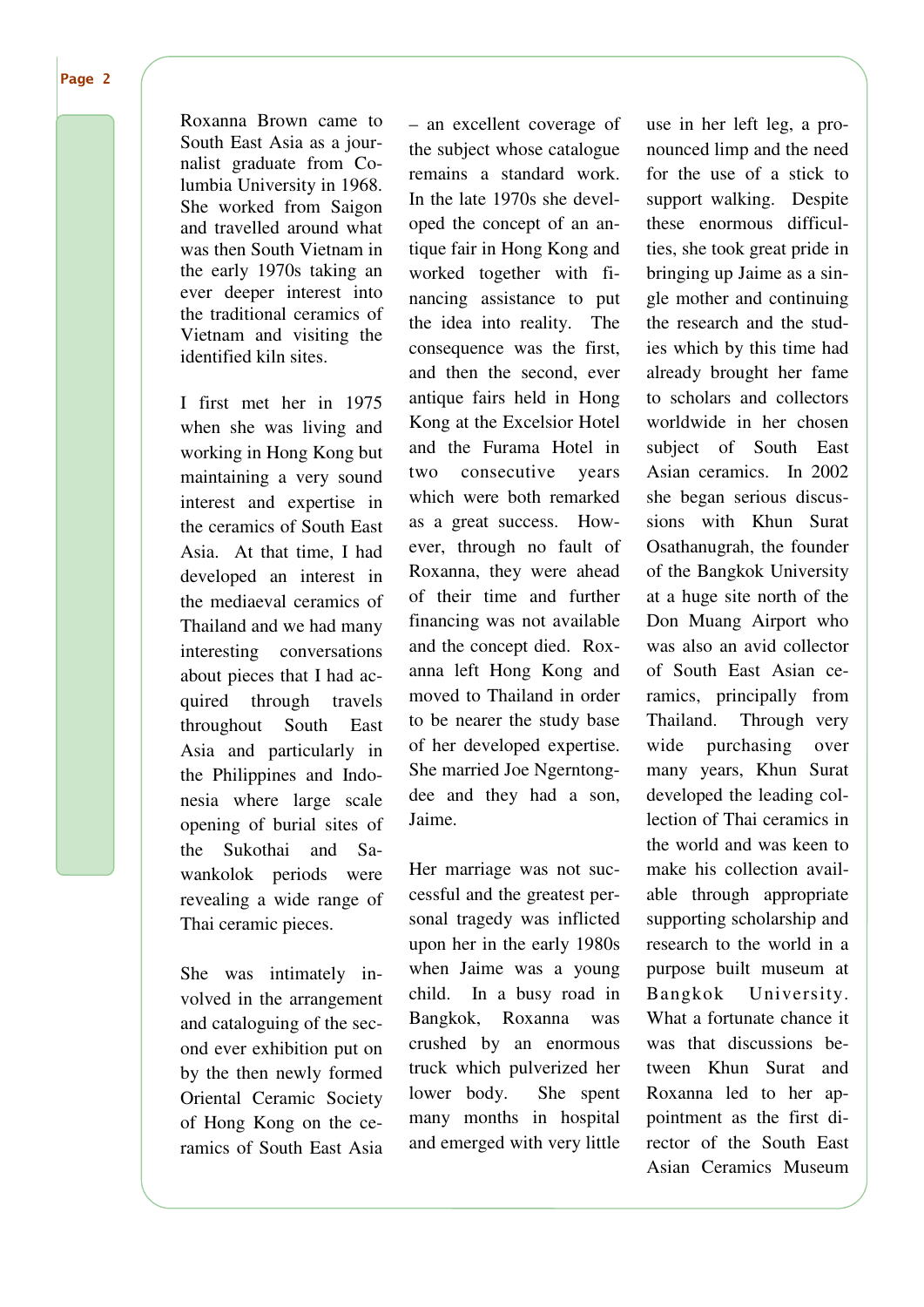Roxanna Brown came to South East Asia as a journalist graduate from Columbia University in 1968. She worked from Saigon and travelled around what was then South Vietnam in the early 1970s taking an ever deeper interest into the traditional ceramics of Vietnam and visiting the identified kiln sites.

I first met her in 1975 when she was living and working in Hong Kong but maintaining a very sound interest and expertise in the ceramics of South East Asia. At that time, I had developed an interest in the mediaeval ceramics of Thailand and we had many interesting conversations about pieces that I had acquired through travels throughout South East Asia and particularly in the Philippines and Indonesia where large scale opening of burial sites of the Sukothai and Sawankolok periods were revealing a wide range of Thai ceramic pieces.

She was intimately involved in the arrangement and cataloguing of the second ever exhibition put on by the then newly formed Oriental Ceramic Society of Hong Kong on the ceramics of South East Asia – an excellent coverage of the subject whose catalogue remains a standard work. In the late 1970s she developed the concept of an antique fair in Hong Kong and worked together with financing assistance to put the idea into reality. The consequence was the first, and then the second, ever antique fairs held in Hong Kong at the Excelsior Hotel and the Furama Hotel in two consecutive years which were both remarked as a great success. However, through no fault of Roxanna, they were ahead of their time and further financing was not available and the concept died. Roxanna left Hong Kong and moved to Thailand in order to be nearer the study base of her developed expertise. She married Joe Ngerntongdee and they had a son, Jaime.

Her marriage was not successful and the greatest personal tragedy was inflicted upon her in the early 1980s when Jaime was a young child. In a busy road in Bangkok, Roxanna was crushed by an enormous truck which pulverized her lower body. She spent many months in hospital and emerged with very little use in her left leg, a pronounced limp and the need for the use of a stick to support walking. Despite these enormous difficulties, she took great pride in bringing up Jaime as a single mother and continuing the research and the studies which by this time had already brought her fame to scholars and collectors worldwide in her chosen subject of South East Asian ceramics. In 2002 she began serious discussions with Khun Surat Osathanugrah, the founder of the Bangkok University at a huge site north of the Don Muang Airport who was also an avid collector of South East Asian ceramics, principally from Thailand. Through very wide purchasing over many years, Khun Surat developed the leading collection of Thai ceramics in the world and was keen to make his collection available through appropriate supporting scholarship and research to the world in a purpose built museum at Bangkok University. What a fortunate chance it was that discussions between Khun Surat and Roxanna led to her appointment as the first director of the South East Asian Ceramics Museum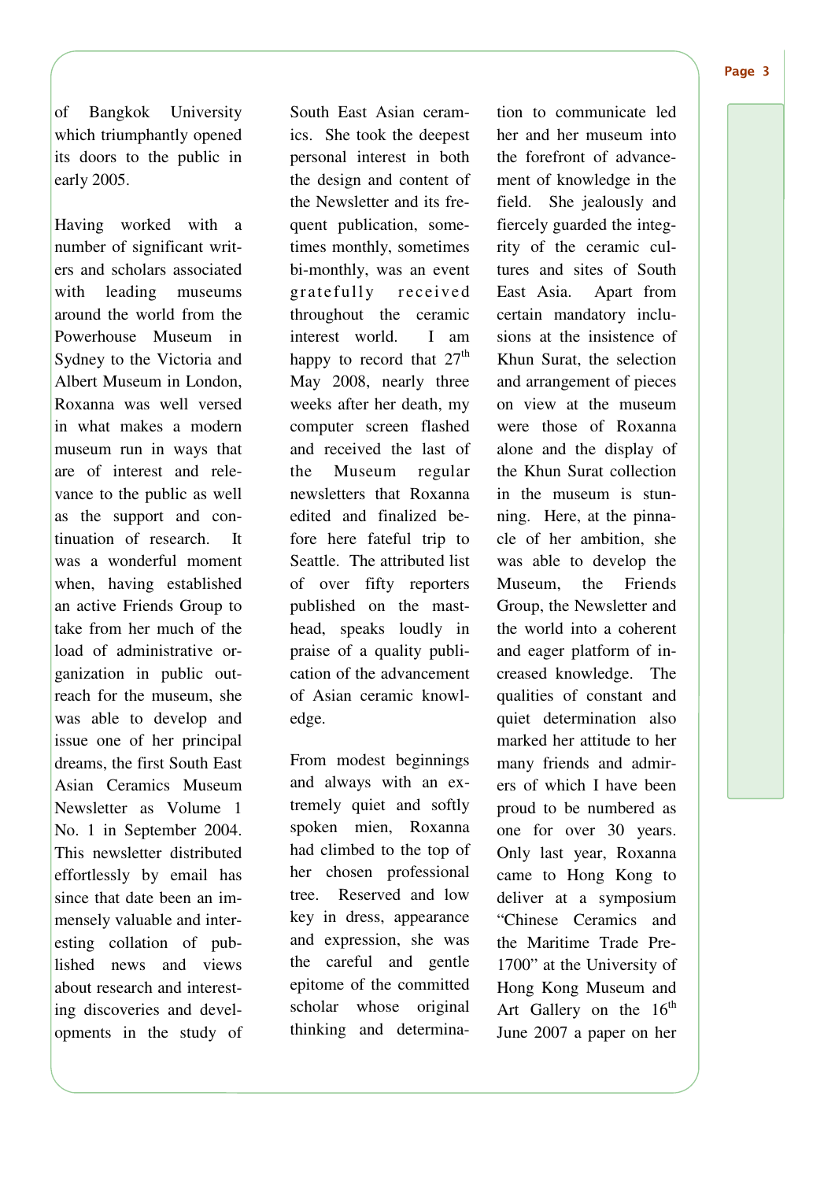of Bangkok University which triumphantly opened its doors to the public in early 2005.

Having worked with a number of significant writers and scholars associated with leading museums around the world from the Powerhouse Museum in Sydney to the Victoria and Albert Museum in London, Roxanna was well versed in what makes a modern museum run in ways that are of interest and relevance to the public as well as the support and continuation of research. It was a wonderful moment when, having established an active Friends Group to take from her much of the load of administrative organization in public outreach for the museum, she was able to develop and issue one of her principal dreams, the first South East Asian Ceramics Museum Newsletter as Volume 1 No. 1 in September 2004. This newsletter distributed effortlessly by email has since that date been an immensely valuable and interesting collation of published news and views about research and interesting discoveries and developments in the study of South East Asian ceramics. She took the deepest personal interest in both the design and content of the Newsletter and its frequent publication, sometimes monthly, sometimes bi-monthly, was an event gratefully received throughout the ceramic interest world. I am happy to record that 27th May 2008, nearly three weeks after her death, my computer screen flashed and received the last of the Museum regular newsletters that Roxanna edited and finalized before here fateful trip to Seattle. The attributed list of over fifty reporters published on the masthead, speaks loudly in praise of a quality publication of the advancement of Asian ceramic knowledge.

From modest beginnings and always with an extremely quiet and softly spoken mien, Roxanna had climbed to the top of her chosen professional tree. Reserved and low key in dress, appearance and expression, she was the careful and gentle epitome of the committed scholar whose original thinking and determination to communicate led her and her museum into the forefront of advancement of knowledge in the field. She jealously and fiercely guarded the integrity of the ceramic cultures and sites of South East Asia. Apart from certain mandatory inclusions at the insistence of Khun Surat, the selection and arrangement of pieces on view at the museum were those of Roxanna alone and the display of the Khun Surat collection in the museum is stunning. Here, at the pinnacle of her ambition, she was able to develop the Museum, the Friends Group, the Newsletter and the world into a coherent and eager platform of increased knowledge. The qualities of constant and quiet determination also marked her attitude to her many friends and admirers of which I have been proud to be numbered as one for over 30 years. Only last year, Roxanna came to Hong Kong to deliver at a symposium "Chinese Ceramics and the Maritime Trade Pre-1700" at the University of Hong Kong Museum and Art Gallery on the 16th June 2007 a paper on her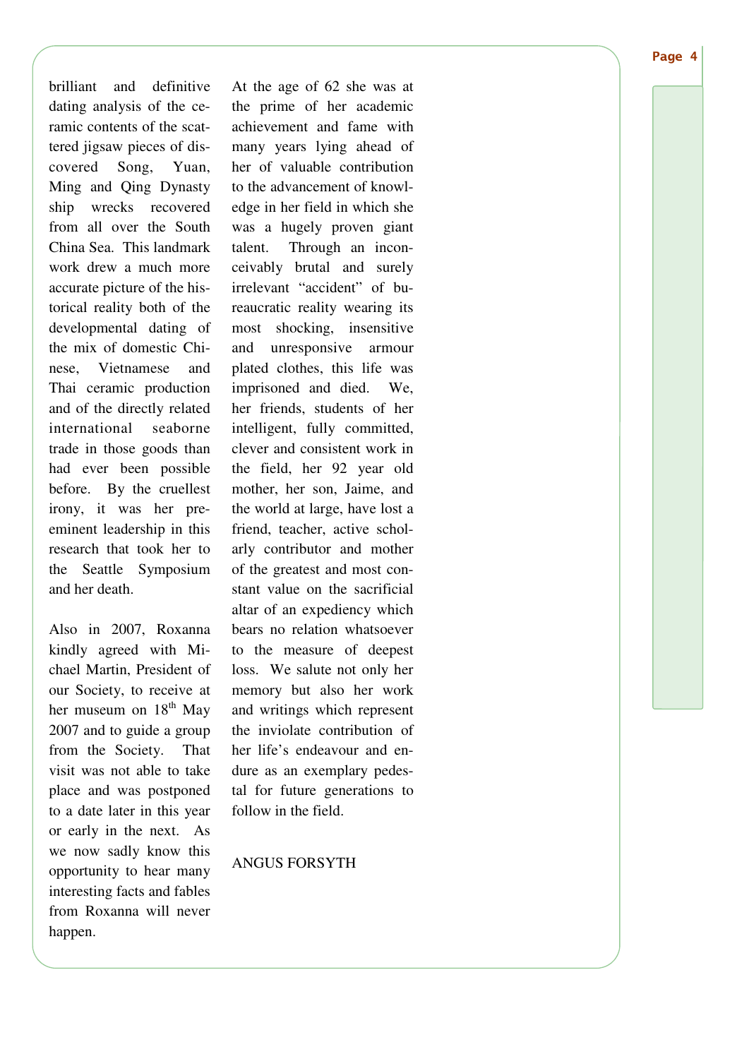brilliant and definitive dating analysis of the ceramic contents of the scattered jigsaw pieces of discovered Song, Yuan, Ming and Qing Dynasty ship wrecks recovered from all over the South China Sea. This landmark work drew a much more accurate picture of the historical reality both of the developmental dating of the mix of domestic Chinese, Vietnamese and Thai ceramic production and of the directly related international seaborne trade in those goods than had ever been possible before. By the cruellest irony, it was her pre-eminent leadership in this research that took her to the Seattle Symposium and her death.

Also in 2007, Roxanna kindly agreed with Michael Martin, President of our Society, to receive at her museum on 18th May 2007 and to guide a group from the Society. That visit was not able to take place and was postponed to a date later in this year or early in the next. As we now sadly know this opportunity to hear many interesting facts and fables from Roxanna will never happen.

At the age of 62 she was at the prime of her academic achievement and fame with many years lying ahead of her of valuable contribution to the advancement of knowledge in her field in which she was a hugely proven giant talent. Through an inconceivably brutal and surely irrelevant "accident" of bureaucratic reality wearing its most shocking, insensitive and unresponsive armour plated clothes, this life was imprisoned and died. We, her friends, students of her intelligent, fully committed, clever and consistent work in the field, her 92 year old mother, her son, Jaime, and the world at large, have lost a friend, teacher, active scholarly contributor and mother of the greatest and most constant value on the sacrificial altar of an expediency which bears no relation whatsoever to the measure of deepest loss. We salute not only her memory but also her work and writings which represent the inviolate contribution of her life's endeavour and endure as an exemplary pedestal for future generations to follow in the field.

ANGUS FORSYTH